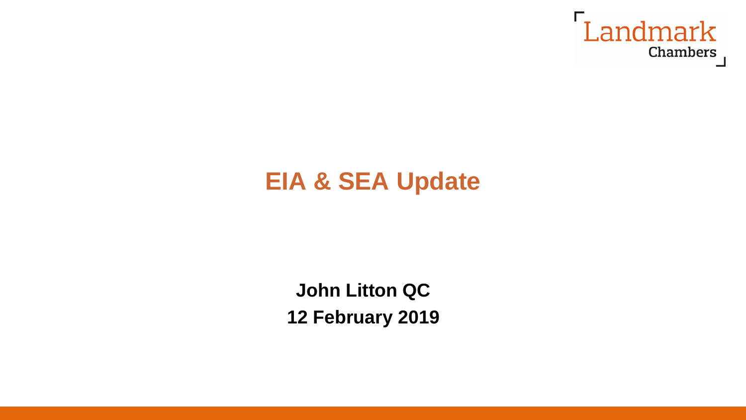Landmark Chambers

# EIA & SEA Update

**John Litton QC**

**12 February 2019**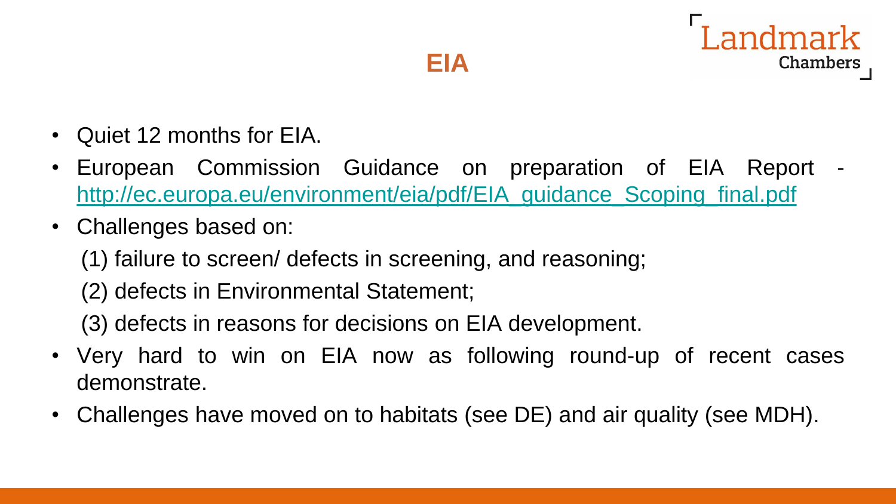# EIA

- Quiet 12 months for EIA.
- European Commission Guidance on preparation of EIA Report - http://ec.europa.eu/environment/eia/pdf/EIA_guidance_Scoping_final.pdf
- Challenges based on:

  (1) failure to screen/ defects in screening, and reasoning;

  (2) defects in Environmental Statement;

  (3) defects in reasons for decisions on EIA development.
- Very hard to win on EIA now as following round-up of recent cases demonstrate.
- Challenges have moved on to habitats (see DE) and air quality (see MDH).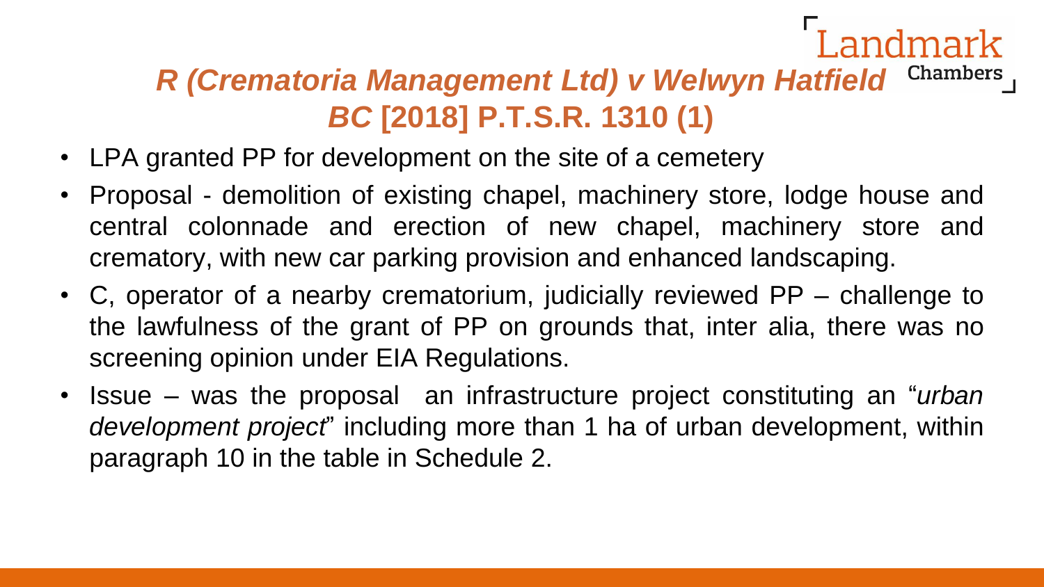# *R (Crematoria Management Ltd) v Welwyn Hatfield BC* [2018] P.T.S.R. 1310 (1)

- LPA granted PP for development on the site of a cemetery
- Proposal - demolition of existing chapel, machinery store, lodge house and central colonnade and erection of new chapel, machinery store and crematory, with new car parking provision and enhanced landscaping.
- C, operator of a nearby crematorium, judicially reviewed PP – challenge to the lawfulness of the grant of PP on grounds that, inter alia, there was no screening opinion under EIA Regulations.
- Issue – was the proposal an infrastructure project constituting an "*urban development project*" including more than 1 ha of urban development, within paragraph 10 in the table in Schedule 2.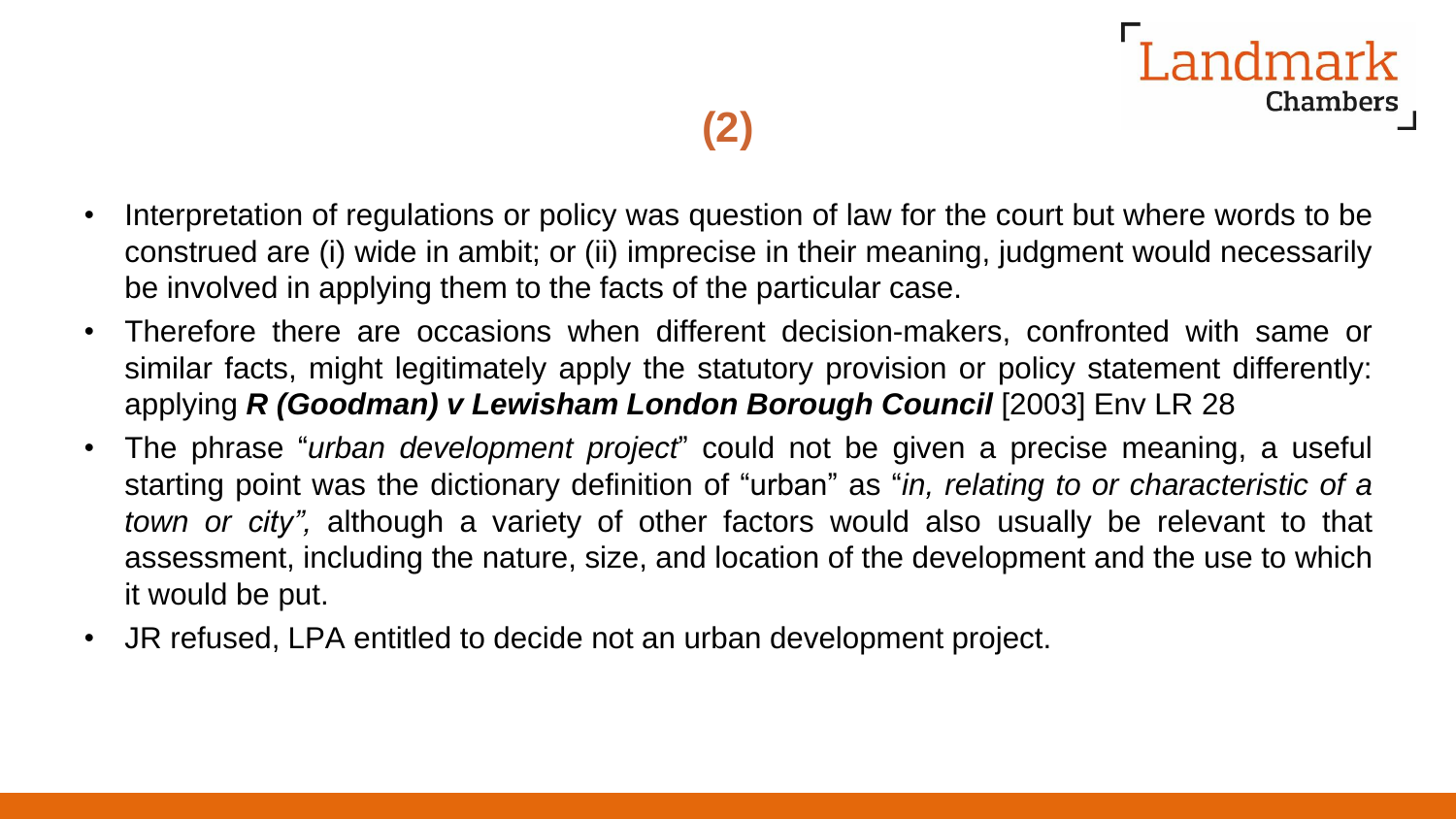## (2)

- Interpretation of regulations or policy was question of law for the court but where words to be construed are (i) wide in ambit; or (ii) imprecise in their meaning, judgment would necessarily be involved in applying them to the facts of the particular case.
- Therefore there are occasions when different decision-makers, confronted with same or similar facts, might legitimately apply the statutory provision or policy statement differently: applying ***R (Goodman) v Lewisham London Borough Council*** [2003] Env LR 28
- The phrase "*urban development project*" could not be given a precise meaning, a useful starting point was the dictionary definition of "urban" as "*in, relating to or characteristic of a town or city",* although a variety of other factors would also usually be relevant to that assessment, including the nature, size, and location of the development and the use to which it would be put.
- JR refused, LPA entitled to decide not an urban development project.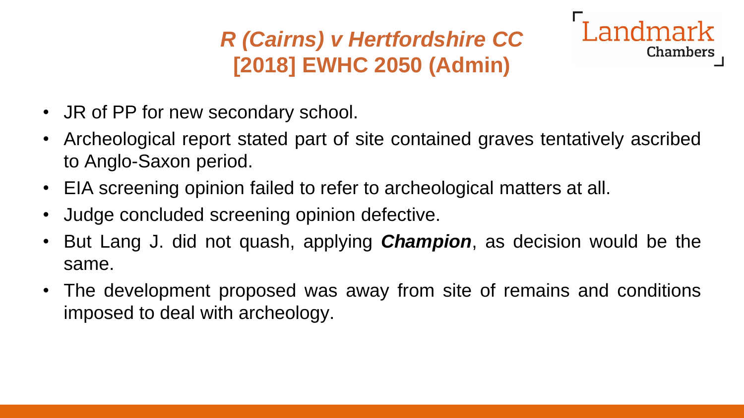# *R (Cairns) v Hertfordshire CC* [2018] EWHC 2050 (Admin)

- JR of PP for new secondary school.
- Archeological report stated part of site contained graves tentatively ascribed to Anglo-Saxon period.
- EIA screening opinion failed to refer to archeological matters at all.
- Judge concluded screening opinion defective.
- But Lang J. did not quash, applying ***Champion***, as decision would be the same.
- The development proposed was away from site of remains and conditions imposed to deal with archeology.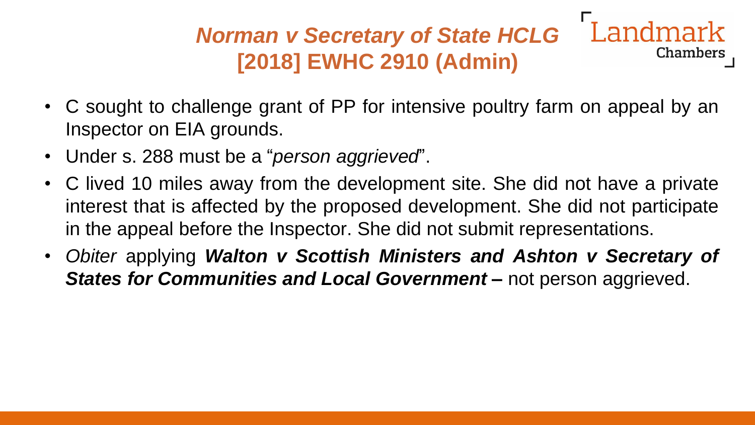# *Norman v Secretary of State HCLG* **[2018] EWHC 2910 (Admin)**

- C sought to challenge grant of PP for intensive poultry farm on appeal by an Inspector on EIA grounds.
- Under s. 288 must be a "*person aggrieved*".
- C lived 10 miles away from the development site. She did not have a private interest that is affected by the proposed development. She did not participate in the appeal before the Inspector. She did not submit representations.
- *Obiter* applying ***Walton v Scottish Ministers and Ashton v Secretary of States for Communities and Local Government –*** not person aggrieved.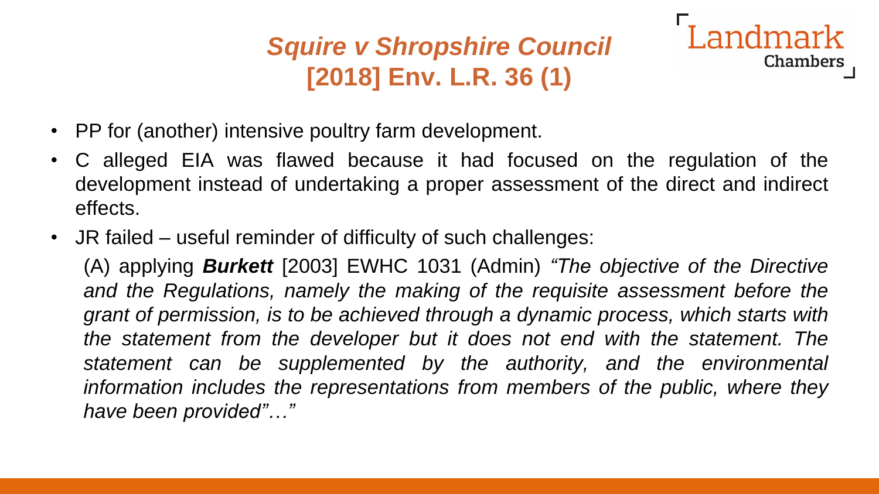# *Squire v Shropshire Council* **[2018] Env. L.R. 36 (1)**

- PP for (another) intensive poultry farm development.
- C alleged EIA was flawed because it had focused on the regulation of the development instead of undertaking a proper assessment of the direct and indirect effects.
- JR failed – useful reminder of difficulty of such challenges:

  (A) applying ***Burkett*** [2003] EWHC 1031 (Admin) *"The objective of the Directive and the Regulations, namely the making of the requisite assessment before the grant of permission, is to be achieved through a dynamic process, which starts with the statement from the developer but it does not end with the statement. The statement can be supplemented by the authority, and the environmental information includes the representations from members of the public, where they have been provided"…"*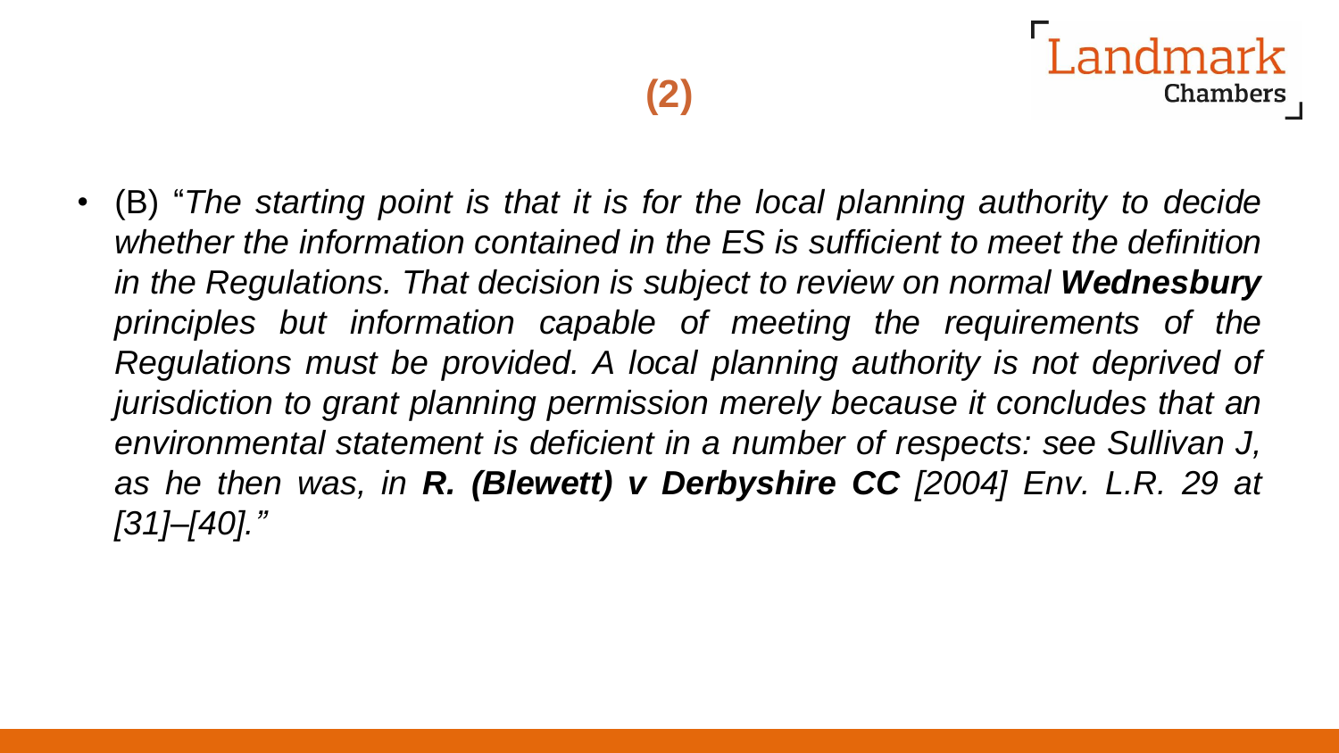## (2)

- (B) "*The starting point is that it is for the local planning authority to decide whether the information contained in the ES is sufficient to meet the definition in the Regulations. That decision is subject to review on normal* ***Wednesbury*** *principles but information capable of meeting the requirements of the Regulations must be provided. A local planning authority is not deprived of jurisdiction to grant planning permission merely because it concludes that an environmental statement is deficient in a number of respects: see Sullivan J, as he then was, in* ***R. (Blewett) v Derbyshire CC*** *[2004] Env. L.R. 29 at [31]–[40].*"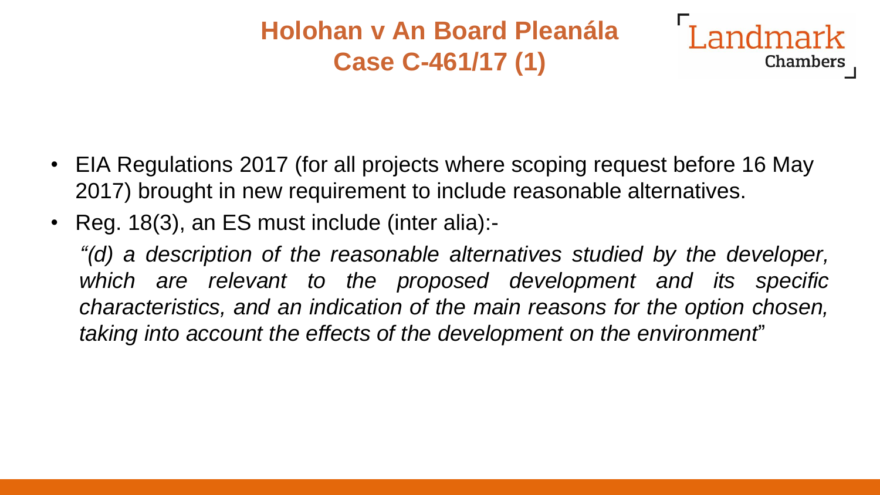# Holohan v An Board Pleanála Case C-461/17 (1)

Landmark Chambers

- EIA Regulations 2017 (for all projects where scoping request before 16 May 2017) brought in new requirement to include reasonable alternatives.
- Reg. 18(3), an ES must include (inter alia):-

  *"(d) a description of the reasonable alternatives studied by the developer, which are relevant to the proposed development and its specific characteristics, and an indication of the main reasons for the option chosen, taking into account the effects of the development on the environment"*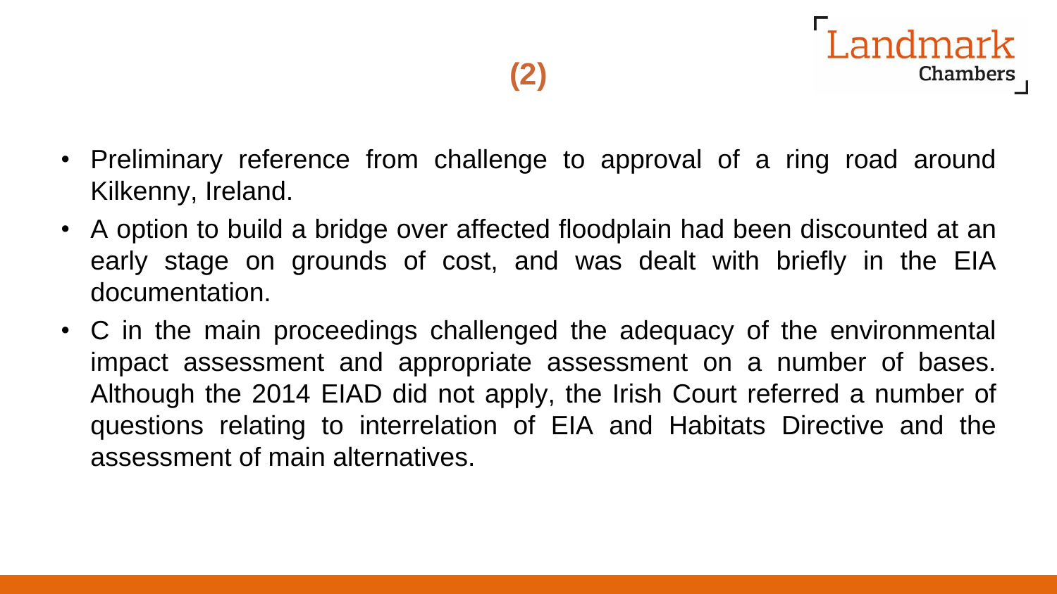## (2)

- Preliminary reference from challenge to approval of a ring road around Kilkenny, Ireland.
- A option to build a bridge over affected floodplain had been discounted at an early stage on grounds of cost, and was dealt with briefly in the EIA documentation.
- C in the main proceedings challenged the adequacy of the environmental impact assessment and appropriate assessment on a number of bases. Although the 2014 EIAD did not apply, the Irish Court referred a number of questions relating to interrelation of EIA and Habitats Directive and the assessment of main alternatives.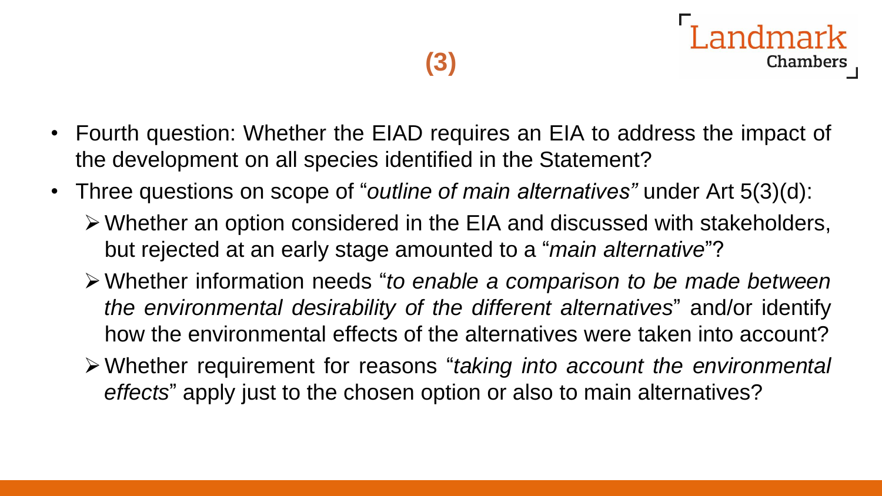# (3)

- Fourth question: Whether the EIAD requires an EIA to address the impact of the development on all species identified in the Statement?
- Three questions on scope of "*outline of main alternatives"* under Art 5(3)(d):
  - Whether an option considered in the EIA and discussed with stakeholders, but rejected at an early stage amounted to a "*main alternative*"?
  - Whether information needs "*to enable a comparison to be made between the environmental desirability of the different alternatives*" and/or identify how the environmental effects of the alternatives were taken into account?
  - Whether requirement for reasons "*taking into account the environmental effects*" apply just to the chosen option or also to main alternatives?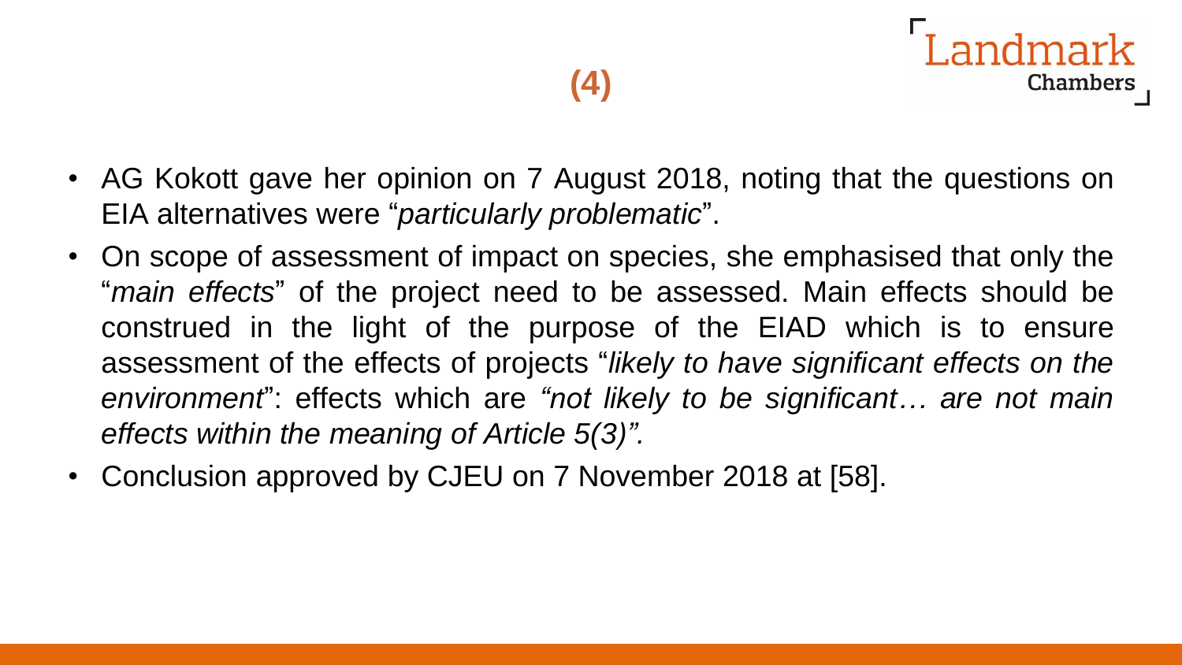## (4)

- AG Kokott gave her opinion on 7 August 2018, noting that the questions on EIA alternatives were "*particularly problematic*".
- On scope of assessment of impact on species, she emphasised that only the "*main effects*" of the project need to be assessed. Main effects should be construed in the light of the purpose of the EIAD which is to ensure assessment of the effects of projects "*likely to have significant effects on the environment*": effects which are *"not likely to be significant… are not main effects within the meaning of Article 5(3)".*
- Conclusion approved by CJEU on 7 November 2018 at [58].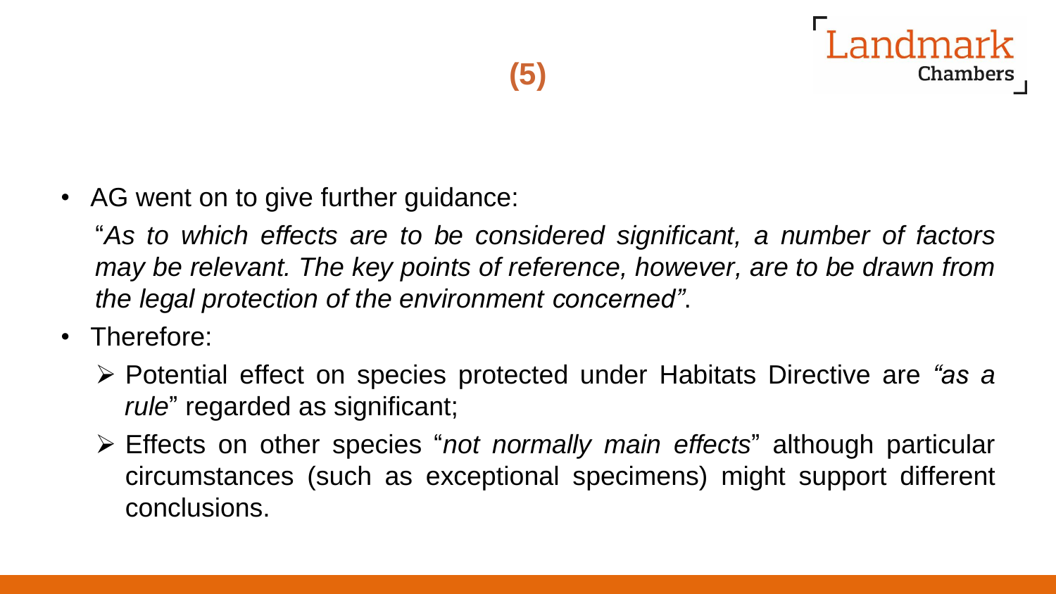# (5)

- AG went on to give further guidance:

  "*As to which effects are to be considered significant, a number of factors may be relevant. The key points of reference, however, are to be drawn from the legal protection of the environment concerned*".

- Therefore:
  - Potential effect on species protected under Habitats Directive are *"as a rule*" regarded as significant;
  - Effects on other species "*not normally main effects*" although particular circumstances (such as exceptional specimens) might support different conclusions.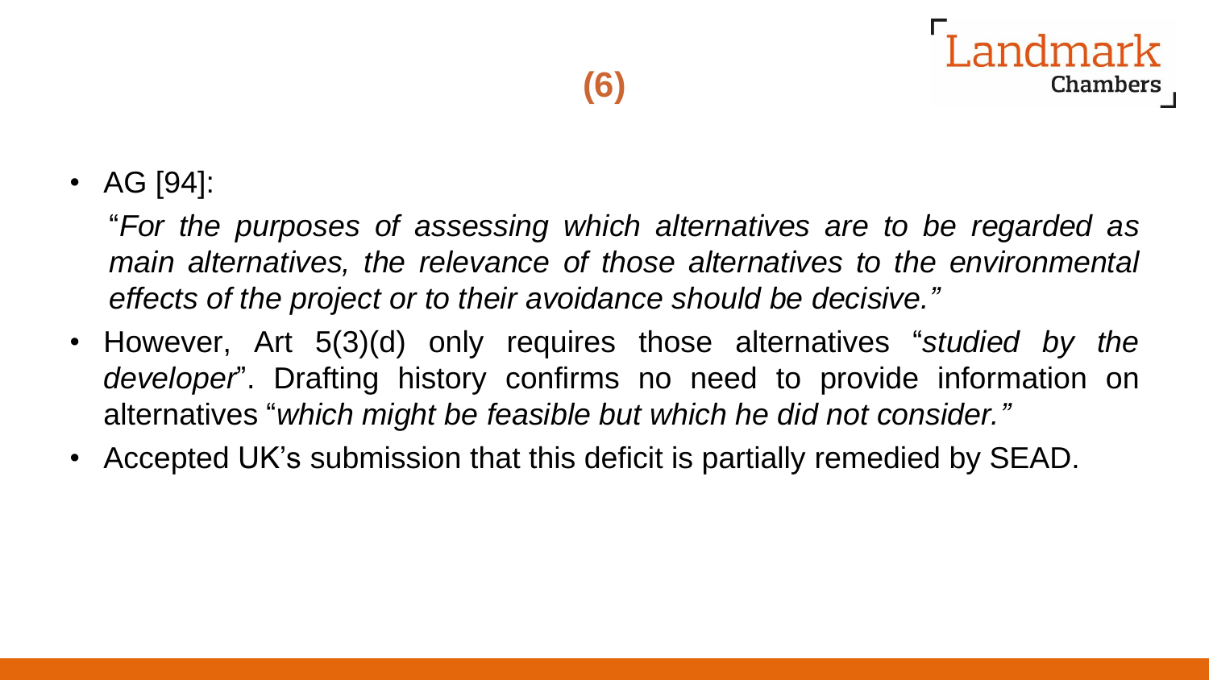## (6)

- AG [94]:

  "*For the purposes of assessing which alternatives are to be regarded as main alternatives, the relevance of those alternatives to the environmental effects of the project or to their avoidance should be decisive.*"

- However, Art 5(3)(d) only requires those alternatives "*studied by the developer*". Drafting history confirms no need to provide information on alternatives "*which might be feasible but which he did not consider.*"
- Accepted UK's submission that this deficit is partially remedied by SEAD.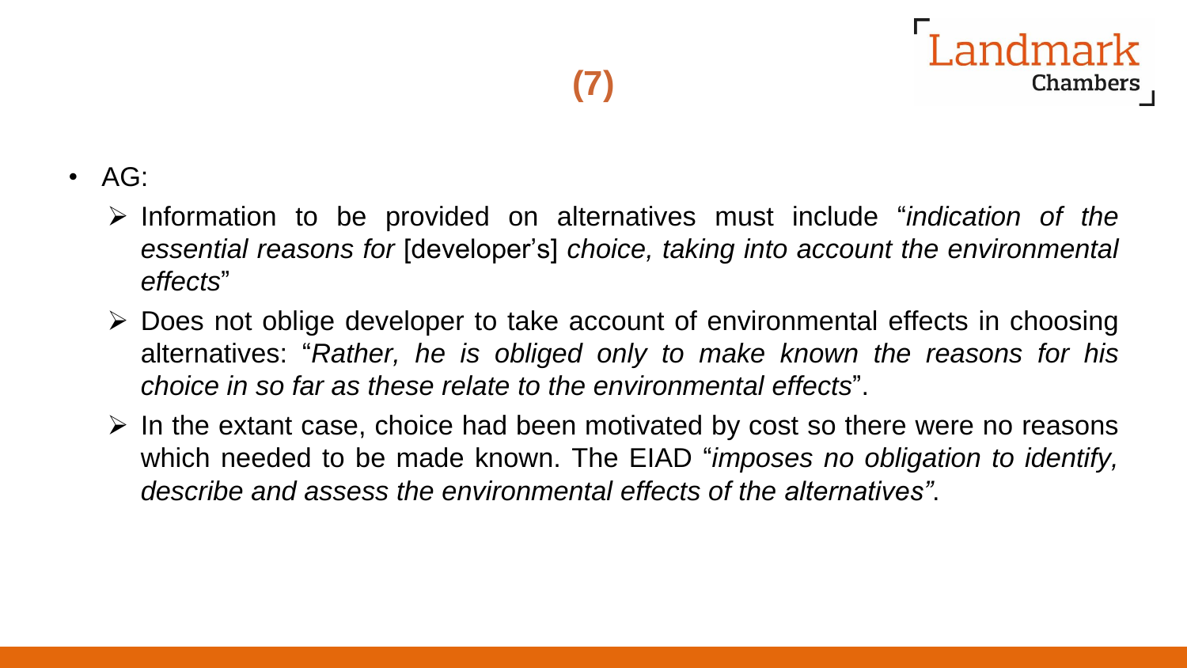# (7)

- AG:
  - Information to be provided on alternatives must include "*indication of the essential reasons for* [developer's] *choice, taking into account the environmental effects*"
  - Does not oblige developer to take account of environmental effects in choosing alternatives: "*Rather, he is obliged only to make known the reasons for his choice in so far as these relate to the environmental effects*".
  - In the extant case, choice had been motivated by cost so there were no reasons which needed to be made known. The EIAD "*imposes no obligation to identify, describe and assess the environmental effects of the alternatives"*.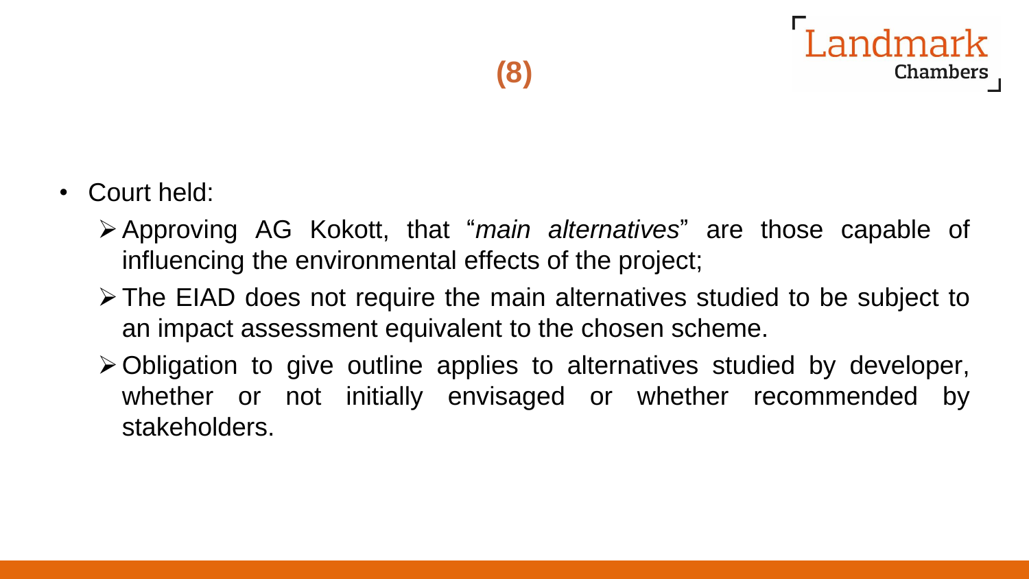## (8)

- Court held:
  - Approving AG Kokott, that "*main alternatives*" are those capable of influencing the environmental effects of the project;
  - The EIAD does not require the main alternatives studied to be subject to an impact assessment equivalent to the chosen scheme.
  - Obligation to give outline applies to alternatives studied by developer, whether or not initially envisaged or whether recommended by stakeholders.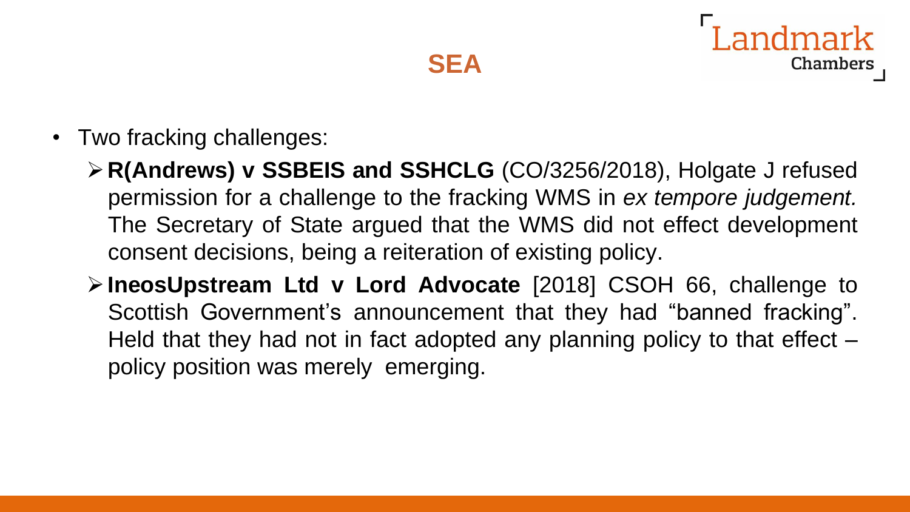# SEA

- Two fracking challenges:
  - **R(Andrews) v SSBEIS and SSHCLG** (CO/3256/2018), Holgate J refused permission for a challenge to the fracking WMS in *ex tempore judgement.* The Secretary of State argued that the WMS did not effect development consent decisions, being a reiteration of existing policy.
  - **IneosUpstream Ltd v Lord Advocate** [2018] CSOH 66, challenge to Scottish Government's announcement that they had "banned fracking". Held that they had not in fact adopted any planning policy to that effect – policy position was merely emerging.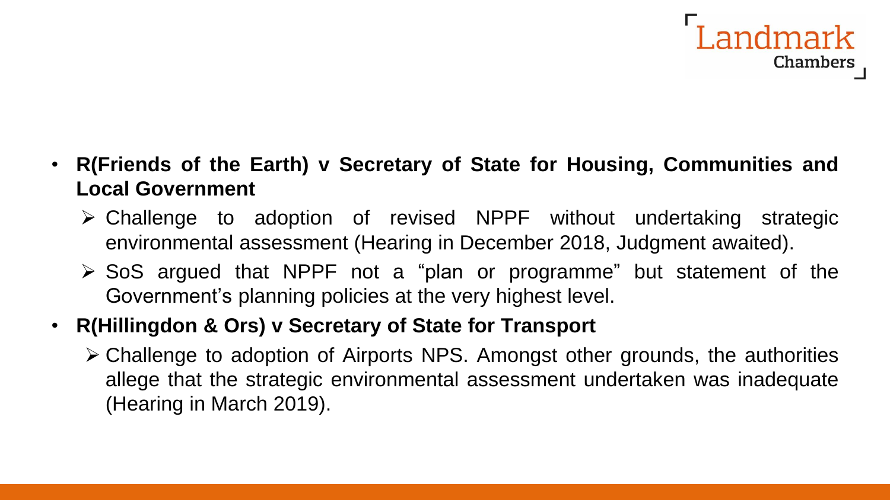- **R(Friends of the Earth) v Secretary of State for Housing, Communities and Local Government**
  - Challenge to adoption of revised NPPF without undertaking strategic environmental assessment (Hearing in December 2018, Judgment awaited).
  - SoS argued that NPPF not a "plan or programme" but statement of the Government's planning policies at the very highest level.
- **R(Hillingdon & Ors) v Secretary of State for Transport**
  - Challenge to adoption of Airports NPS. Amongst other grounds, the authorities allege that the strategic environmental assessment undertaken was inadequate (Hearing in March 2019).